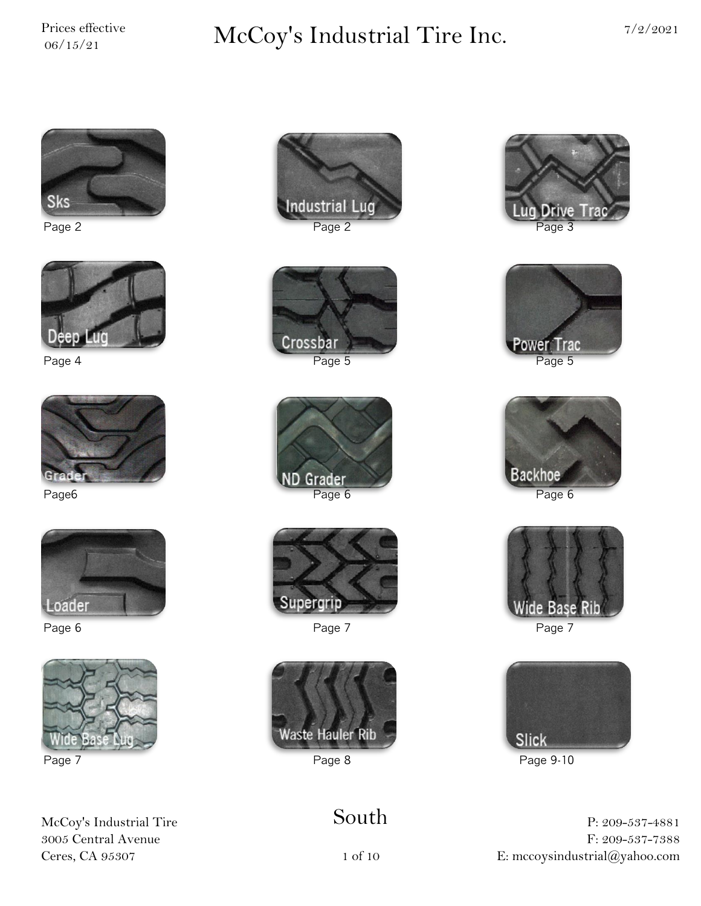Prices effective 06/15/21

# McCoy's Industrial Tire Inc.

7/2/2021

| | | |
|---|---|---|
| Sks — Page 2 | Industrial Lug — Page 2 | Lug Drive Trac — Page 3 |
| Deep Lug — Page 4 | Crossbar — Page 5 | Power Trac — Page 5 |
| Grader — Page6 | ND Grader — Page 6 | Backhoe — Page 6 |
| Loader — Page 6 | Supergrip — Page 7 | Wide Base Rib — Page 7 |
| Wide Base Lug — Page 7 | Waste Hauler Rib — Page 8 | Slick — Page 9-10 |

McCoy's Industrial Tire
3005 Central Avenue
Ceres, CA 95307

South

P: 209-537-4881
F: 209-537-7388
E: mccoysindustrial@yahoo.com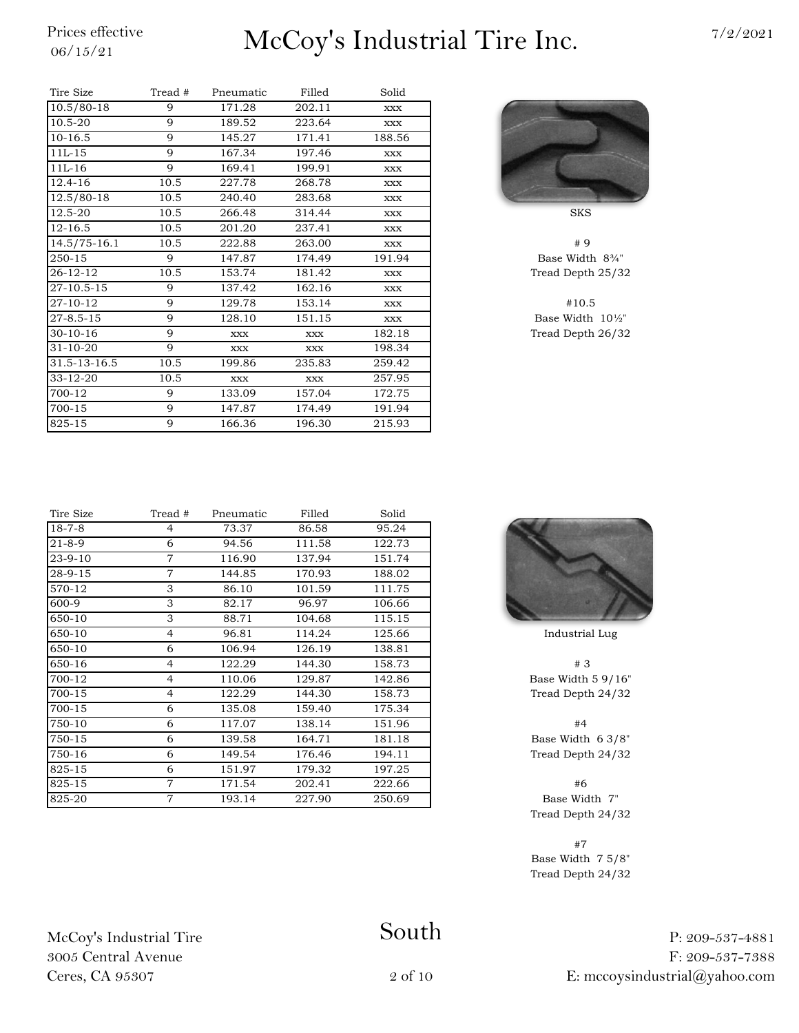# McCoy's Industrial Tire Inc.

Prices effective 06/15/21

7/2/2021

| Tire Size | Tread # | Pneumatic | Filled | Solid |
|---|---|---|---|---|
| 10.5/80-18 | 9 | 171.28 | 202.11 | xxx |
| 10.5-20 | 9 | 189.52 | 223.64 | xxx |
| 10-16.5 | 9 | 145.27 | 171.41 | 188.56 |
| 11L-15 | 9 | 167.34 | 197.46 | xxx |
| 11L-16 | 9 | 169.41 | 199.91 | xxx |
| 12.4-16 | 10.5 | 227.78 | 268.78 | xxx |
| 12.5/80-18 | 10.5 | 240.40 | 283.68 | xxx |
| 12.5-20 | 10.5 | 266.48 | 314.44 | xxx |
| 12-16.5 | 10.5 | 201.20 | 237.41 | xxx |
| 14.5/75-16.1 | 10.5 | 222.88 | 263.00 | xxx |
| 250-15 | 9 | 147.87 | 174.49 | 191.94 |
| 26-12-12 | 10.5 | 153.74 | 181.42 | xxx |
| 27-10.5-15 | 9 | 137.42 | 162.16 | xxx |
| 27-10-12 | 9 | 129.78 | 153.14 | xxx |
| 27-8.5-15 | 9 | 128.10 | 151.15 | xxx |
| 30-10-16 | 9 | xxx | xxx | 182.18 |
| 31-10-20 | 9 | xxx | xxx | 198.34 |
| 31.5-13-16.5 | 10.5 | 199.86 | 235.83 | 259.42 |
| 33-12-20 | 10.5 | xxx | xxx | 257.95 |
| 700-12 | 9 | 133.09 | 157.04 | 172.75 |
| 700-15 | 9 | 147.87 | 174.49 | 191.94 |
| 825-15 | 9 | 166.36 | 196.30 | 215.93 |

SKS

# 9
Base Width 8¾"
Tread Depth 25/32

#10.5
Base Width 10½"
Tread Depth 26/32

| Tire Size | Tread # | Pneumatic | Filled | Solid |
|---|---|---|---|---|
| 18-7-8 | 4 | 73.37 | 86.58 | 95.24 |
| 21-8-9 | 6 | 94.56 | 111.58 | 122.73 |
| 23-9-10 | 7 | 116.90 | 137.94 | 151.74 |
| 28-9-15 | 7 | 144.85 | 170.93 | 188.02 |
| 570-12 | 3 | 86.10 | 101.59 | 111.75 |
| 600-9 | 3 | 82.17 | 96.97 | 106.66 |
| 650-10 | 3 | 88.71 | 104.68 | 115.15 |
| 650-10 | 4 | 96.81 | 114.24 | 125.66 |
| 650-10 | 6 | 106.94 | 126.19 | 138.81 |
| 650-16 | 4 | 122.29 | 144.30 | 158.73 |
| 700-12 | 4 | 110.06 | 129.87 | 142.86 |
| 700-15 | 4 | 122.29 | 144.30 | 158.73 |
| 700-15 | 6 | 135.08 | 159.40 | 175.34 |
| 750-10 | 6 | 117.07 | 138.14 | 151.96 |
| 750-15 | 6 | 139.58 | 164.71 | 181.18 |
| 750-16 | 6 | 149.54 | 176.46 | 194.11 |
| 825-15 | 6 | 151.97 | 179.32 | 197.25 |
| 825-15 | 7 | 171.54 | 202.41 | 222.66 |
| 825-20 | 7 | 193.14 | 227.90 | 250.69 |

Industrial Lug

# 3
Base Width 5 9/16"
Tread Depth 24/32

#4
Base Width 6 3/8"
Tread Depth 24/32

#6
Base Width 7"
Tread Depth 24/32

#7
Base Width 7 5/8"
Tread Depth 24/32

McCoy's Industrial Tire
3005 Central Avenue
Ceres, CA 95307

South

P: 209-537-4881
F: 209-537-7388
E: mccoysindustrial@yahoo.com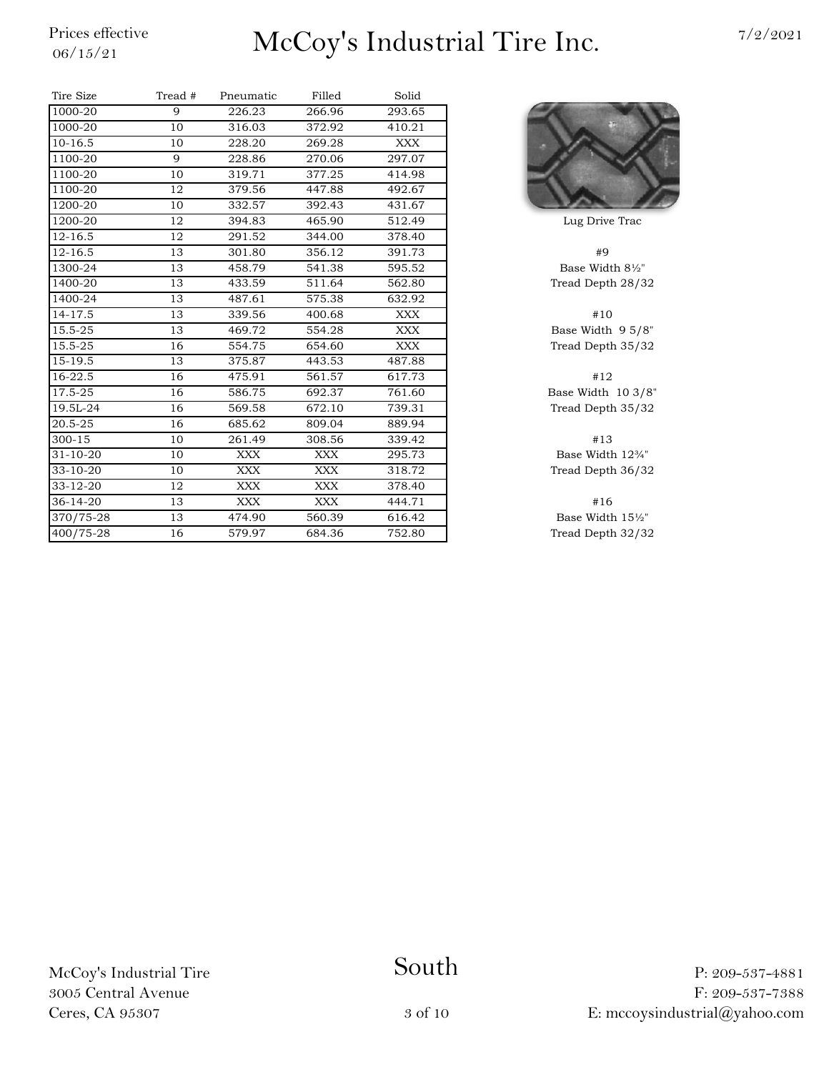Prices effective 06/15/21

# McCoy's Industrial Tire Inc.

7/2/2021

| Tire Size | Tread # | Pneumatic | Filled | Solid |
|---|---|---|---|---|
| 1000-20 | 9 | 226.23 | 266.96 | 293.65 |
| 1000-20 | 10 | 316.03 | 372.92 | 410.21 |
| 10-16.5 | 10 | 228.20 | 269.28 | XXX |
| 1100-20 | 9 | 228.86 | 270.06 | 297.07 |
| 1100-20 | 10 | 319.71 | 377.25 | 414.98 |
| 1100-20 | 12 | 379.56 | 447.88 | 492.67 |
| 1200-20 | 10 | 332.57 | 392.43 | 431.67 |
| 1200-20 | 12 | 394.83 | 465.90 | 512.49 |
| 12-16.5 | 12 | 291.52 | 344.00 | 378.40 |
| 12-16.5 | 13 | 301.80 | 356.12 | 391.73 |
| 1300-24 | 13 | 458.79 | 541.38 | 595.52 |
| 1400-20 | 13 | 433.59 | 511.64 | 562.80 |
| 1400-24 | 13 | 487.61 | 575.38 | 632.92 |
| 14-17.5 | 13 | 339.56 | 400.68 | XXX |
| 15.5-25 | 13 | 469.72 | 554.28 | XXX |
| 15.5-25 | 16 | 554.75 | 654.60 | XXX |
| 15-19.5 | 13 | 375.87 | 443.53 | 487.88 |
| 16-22.5 | 16 | 475.91 | 561.57 | 617.73 |
| 17.5-25 | 16 | 586.75 | 692.37 | 761.60 |
| 19.5L-24 | 16 | 569.58 | 672.10 | 739.31 |
| 20.5-25 | 16 | 685.62 | 809.04 | 889.94 |
| 300-15 | 10 | 261.49 | 308.56 | 339.42 |
| 31-10-20 | 10 | XXX | XXX | 295.73 |
| 33-10-20 | 10 | XXX | XXX | 318.72 |
| 33-12-20 | 12 | XXX | XXX | 378.40 |
| 36-14-20 | 13 | XXX | XXX | 444.71 |
| 370/75-28 | 13 | 474.90 | 560.39 | 616.42 |
| 400/75-28 | 16 | 579.97 | 684.36 | 752.80 |

Lug Drive Trac

#9
Base Width 8½"
Tread Depth 28/32

#10
Base Width 9 5/8"
Tread Depth 35/32

#12
Base Width 10 3/8"
Tread Depth 35/32

#13
Base Width 12¾"
Tread Depth 36/32

#16
Base Width 15½"
Tread Depth 32/32

McCoy's Industrial Tire
3005 Central Avenue
Ceres, CA 95307

South

P: 209-537-4881
F: 209-537-7388
E: mccoysindustrial@yahoo.com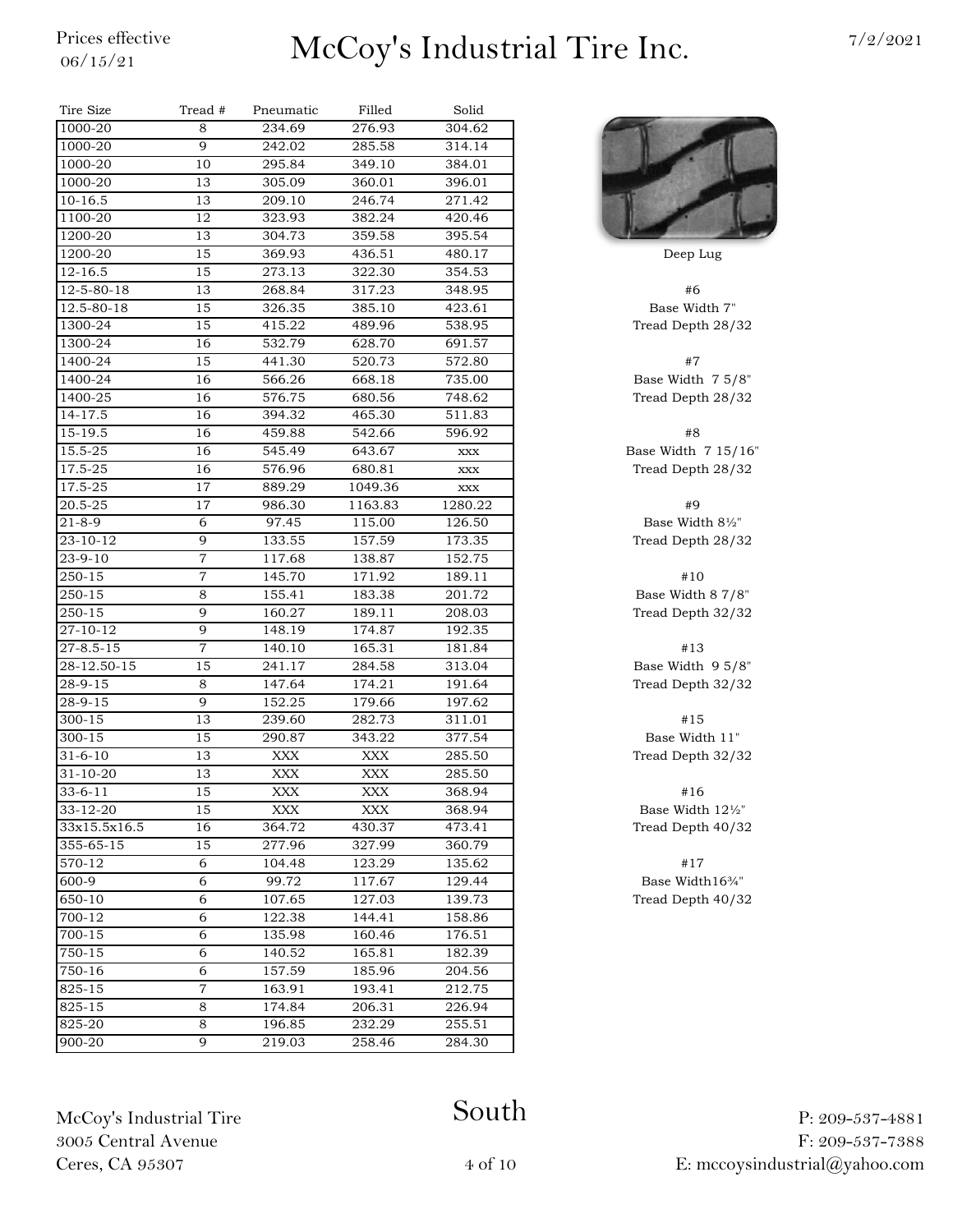Prices effective 06/15/21

# McCoy's Industrial Tire Inc.

7/2/2021

| Tire Size | Tread # | Pneumatic | Filled | Solid |
|---|---|---|---|---|
| 1000-20 | 8 | 234.69 | 276.93 | 304.62 |
| 1000-20 | 9 | 242.02 | 285.58 | 314.14 |
| 1000-20 | 10 | 295.84 | 349.10 | 384.01 |
| 1000-20 | 13 | 305.09 | 360.01 | 396.01 |
| 10-16.5 | 13 | 209.10 | 246.74 | 271.42 |
| 1100-20 | 12 | 323.93 | 382.24 | 420.46 |
| 1200-20 | 13 | 304.73 | 359.58 | 395.54 |
| 1200-20 | 15 | 369.93 | 436.51 | 480.17 |
| 12-16.5 | 15 | 273.13 | 322.30 | 354.53 |
| 12-5-80-18 | 13 | 268.84 | 317.23 | 348.95 |
| 12.5-80-18 | 15 | 326.35 | 385.10 | 423.61 |
| 1300-24 | 15 | 415.22 | 489.96 | 538.95 |
| 1300-24 | 16 | 532.79 | 628.70 | 691.57 |
| 1400-24 | 15 | 441.30 | 520.73 | 572.80 |
| 1400-24 | 16 | 566.26 | 668.18 | 735.00 |
| 1400-25 | 16 | 576.75 | 680.56 | 748.62 |
| 14-17.5 | 16 | 394.32 | 465.30 | 511.83 |
| 15-19.5 | 16 | 459.88 | 542.66 | 596.92 |
| 15.5-25 | 16 | 545.49 | 643.67 | xxx |
| 17.5-25 | 16 | 576.96 | 680.81 | xxx |
| 17.5-25 | 17 | 889.29 | 1049.36 | xxx |
| 20.5-25 | 17 | 986.30 | 1163.83 | 1280.22 |
| 21-8-9 | 6 | 97.45 | 115.00 | 126.50 |
| 23-10-12 | 9 | 133.55 | 157.59 | 173.35 |
| 23-9-10 | 7 | 117.68 | 138.87 | 152.75 |
| 250-15 | 7 | 145.70 | 171.92 | 189.11 |
| 250-15 | 8 | 155.41 | 183.38 | 201.72 |
| 250-15 | 9 | 160.27 | 189.11 | 208.03 |
| 27-10-12 | 9 | 148.19 | 174.87 | 192.35 |
| 27-8.5-15 | 7 | 140.10 | 165.31 | 181.84 |
| 28-12.50-15 | 15 | 241.17 | 284.58 | 313.04 |
| 28-9-15 | 8 | 147.64 | 174.21 | 191.64 |
| 28-9-15 | 9 | 152.25 | 179.66 | 197.62 |
| 300-15 | 13 | 239.60 | 282.73 | 311.01 |
| 300-15 | 15 | 290.87 | 343.22 | 377.54 |
| 31-6-10 | 13 | XXX | XXX | 285.50 |
| 31-10-20 | 13 | XXX | XXX | 285.50 |
| 33-6-11 | 15 | XXX | XXX | 368.94 |
| 33-12-20 | 15 | XXX | XXX | 368.94 |
| 33x15.5x16.5 | 16 | 364.72 | 430.37 | 473.41 |
| 355-65-15 | 15 | 277.96 | 327.99 | 360.79 |
| 570-12 | 6 | 104.48 | 123.29 | 135.62 |
| 600-9 | 6 | 99.72 | 117.67 | 129.44 |
| 650-10 | 6 | 107.65 | 127.03 | 139.73 |
| 700-12 | 6 | 122.38 | 144.41 | 158.86 |
| 700-15 | 6 | 135.98 | 160.46 | 176.51 |
| 750-15 | 6 | 140.52 | 165.81 | 182.39 |
| 750-16 | 6 | 157.59 | 185.96 | 204.56 |
| 825-15 | 7 | 163.91 | 193.41 | 212.75 |
| 825-15 | 8 | 174.84 | 206.31 | 226.94 |
| 825-20 | 8 | 196.85 | 232.29 | 255.51 |
| 900-20 | 9 | 219.03 | 258.46 | 284.30 |

Deep Lug

#6
Base Width 7"
Tread Depth 28/32

#7
Base Width 7 5/8"
Tread Depth 28/32

#8
Base Width 7 15/16"
Tread Depth 28/32

#9
Base Width 8½"
Tread Depth 28/32

#10
Base Width 8 7/8"
Tread Depth 32/32

#13
Base Width 9 5/8"
Tread Depth 32/32

#15
Base Width 11"
Tread Depth 32/32

#16
Base Width 12½"
Tread Depth 40/32

#17
Base Width16¾"
Tread Depth 40/32

McCoy's Industrial Tire
3005 Central Avenue
Ceres, CA 95307

South

P: 209-537-4881
F: 209-537-7388
E: mccoysindustrial@yahoo.com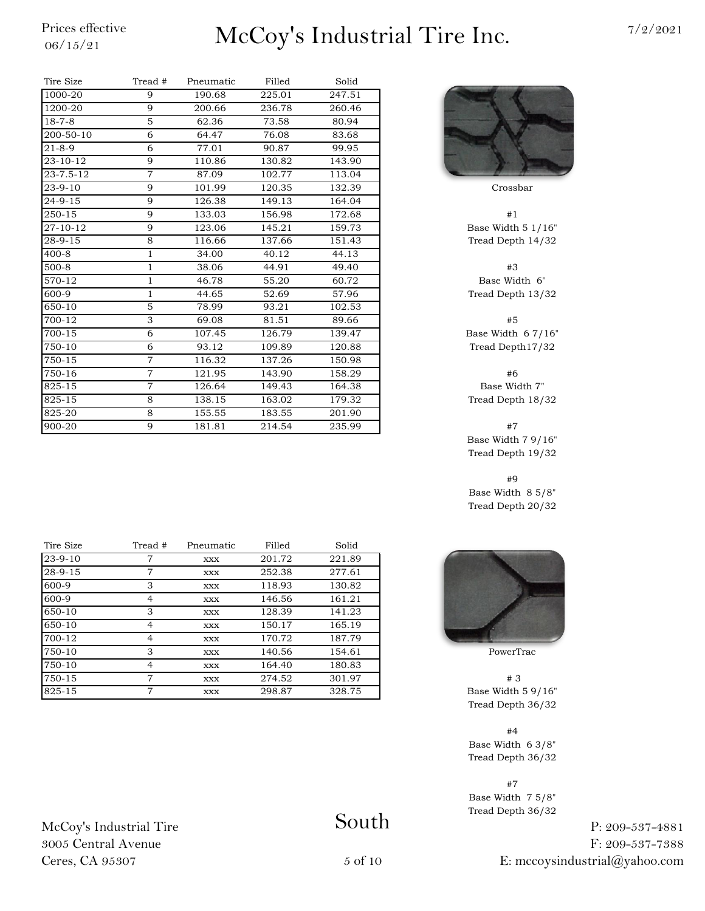# McCoy's Industrial Tire Inc.

Prices effective 06/15/21

7/2/2021

| Tire Size | Tread # | Pneumatic | Filled | Solid |
|---|---|---|---|---|
| 1000-20 | 9 | 190.68 | 225.01 | 247.51 |
| 1200-20 | 9 | 200.66 | 236.78 | 260.46 |
| 18-7-8 | 5 | 62.36 | 73.58 | 80.94 |
| 200-50-10 | 6 | 64.47 | 76.08 | 83.68 |
| 21-8-9 | 6 | 77.01 | 90.87 | 99.95 |
| 23-10-12 | 9 | 110.86 | 130.82 | 143.90 |
| 23-7.5-12 | 7 | 87.09 | 102.77 | 113.04 |
| 23-9-10 | 9 | 101.99 | 120.35 | 132.39 |
| 24-9-15 | 9 | 126.38 | 149.13 | 164.04 |
| 250-15 | 9 | 133.03 | 156.98 | 172.68 |
| 27-10-12 | 9 | 123.06 | 145.21 | 159.73 |
| 28-9-15 | 8 | 116.66 | 137.66 | 151.43 |
| 400-8 | 1 | 34.00 | 40.12 | 44.13 |
| 500-8 | 1 | 38.06 | 44.91 | 49.40 |
| 570-12 | 1 | 46.78 | 55.20 | 60.72 |
| 600-9 | 1 | 44.65 | 52.69 | 57.96 |
| 650-10 | 5 | 78.99 | 93.21 | 102.53 |
| 700-12 | 3 | 69.08 | 81.51 | 89.66 |
| 700-15 | 6 | 107.45 | 126.79 | 139.47 |
| 750-10 | 6 | 93.12 | 109.89 | 120.88 |
| 750-15 | 7 | 116.32 | 137.26 | 150.98 |
| 750-16 | 7 | 121.95 | 143.90 | 158.29 |
| 825-15 | 7 | 126.64 | 149.43 | 164.38 |
| 825-15 | 8 | 138.15 | 163.02 | 179.32 |
| 825-20 | 8 | 155.55 | 183.55 | 201.90 |
| 900-20 | 9 | 181.81 | 214.54 | 235.99 |

Crossbar

#1
Base Width 5 1/16"
Tread Depth 14/32

#3
Base Width 6"
Tread Depth 13/32

#5
Base Width 6 7/16"
Tread Depth17/32

#6
Base Width 7"
Tread Depth 18/32

#7
Base Width 7 9/16"
Tread Depth 19/32

#9
Base Width 8 5/8"
Tread Depth 20/32

| Tire Size | Tread # | Pneumatic | Filled | Solid |
|---|---|---|---|---|
| 23-9-10 | 7 | xxx | 201.72 | 221.89 |
| 28-9-15 | 7 | xxx | 252.38 | 277.61 |
| 600-9 | 3 | xxx | 118.93 | 130.82 |
| 600-9 | 4 | xxx | 146.56 | 161.21 |
| 650-10 | 3 | xxx | 128.39 | 141.23 |
| 650-10 | 4 | xxx | 150.17 | 165.19 |
| 700-12 | 4 | xxx | 170.72 | 187.79 |
| 750-10 | 3 | xxx | 140.56 | 154.61 |
| 750-10 | 4 | xxx | 164.40 | 180.83 |
| 750-15 | 7 | xxx | 274.52 | 301.97 |
| 825-15 | 7 | xxx | 298.87 | 328.75 |

PowerTrac

# 3
Base Width 5 9/16"
Tread Depth 36/32

#4
Base Width 6 3/8"
Tread Depth 36/32

#7
Base Width 7 5/8"
Tread Depth 36/32

South

McCoy's Industrial Tire
3005 Central Avenue
Ceres, CA 95307

P: 209-537-4881
F: 209-537-7388
E: mccoysindustrial@yahoo.com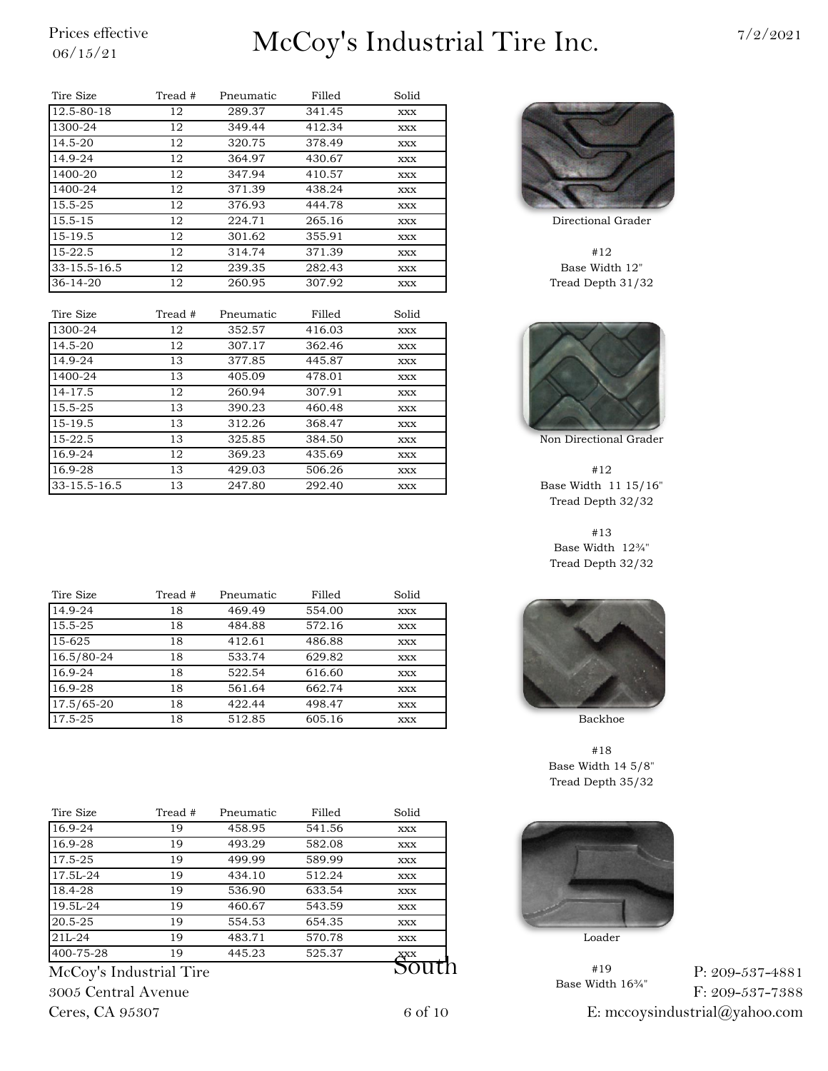# McCoy's Industrial Tire Inc.

Prices effective 06/15/21

7/2/2021

| Tire Size | Tread # | Pneumatic | Filled | Solid |
|---|---|---|---|---|
| 12.5-80-18 | 12 | 289.37 | 341.45 | xxx |
| 1300-24 | 12 | 349.44 | 412.34 | xxx |
| 14.5-20 | 12 | 320.75 | 378.49 | xxx |
| 14.9-24 | 12 | 364.97 | 430.67 | xxx |
| 1400-20 | 12 | 347.94 | 410.57 | xxx |
| 1400-24 | 12 | 371.39 | 438.24 | xxx |
| 15.5-25 | 12 | 376.93 | 444.78 | xxx |
| 15.5-15 | 12 | 224.71 | 265.16 | xxx |
| 15-19.5 | 12 | 301.62 | 355.91 | xxx |
| 15-22.5 | 12 | 314.74 | 371.39 | xxx |
| 33-15.5-16.5 | 12 | 239.35 | 282.43 | xxx |
| 36-14-20 | 12 | 260.95 | 307.92 | xxx |

Directional Grader

#12
Base Width 12"
Tread Depth 31/32

| Tire Size | Tread # | Pneumatic | Filled | Solid |
|---|---|---|---|---|
| 1300-24 | 12 | 352.57 | 416.03 | xxx |
| 14.5-20 | 12 | 307.17 | 362.46 | xxx |
| 14.9-24 | 13 | 377.85 | 445.87 | xxx |
| 1400-24 | 13 | 405.09 | 478.01 | xxx |
| 14-17.5 | 12 | 260.94 | 307.91 | xxx |
| 15.5-25 | 13 | 390.23 | 460.48 | xxx |
| 15-19.5 | 13 | 312.26 | 368.47 | xxx |
| 15-22.5 | 13 | 325.85 | 384.50 | xxx |
| 16.9-24 | 12 | 369.23 | 435.69 | xxx |
| 16.9-28 | 13 | 429.03 | 506.26 | xxx |
| 33-15.5-16.5 | 13 | 247.80 | 292.40 | xxx |

Non Directional Grader

#12
Base Width 11 15/16"
Tread Depth 32/32

#13
Base Width 12¾"
Tread Depth 32/32

| Tire Size | Tread # | Pneumatic | Filled | Solid |
|---|---|---|---|---|
| 14.9-24 | 18 | 469.49 | 554.00 | xxx |
| 15.5-25 | 18 | 484.88 | 572.16 | xxx |
| 15-625 | 18 | 412.61 | 486.88 | xxx |
| 16.5/80-24 | 18 | 533.74 | 629.82 | xxx |
| 16.9-24 | 18 | 522.54 | 616.60 | xxx |
| 16.9-28 | 18 | 561.64 | 662.74 | xxx |
| 17.5/65-20 | 18 | 422.44 | 498.47 | xxx |
| 17.5-25 | 18 | 512.85 | 605.16 | xxx |

Backhoe

#18
Base Width 14 5/8"
Tread Depth 35/32

| Tire Size | Tread # | Pneumatic | Filled | Solid |
|---|---|---|---|---|
| 16.9-24 | 19 | 458.95 | 541.56 | xxx |
| 16.9-28 | 19 | 493.29 | 582.08 | xxx |
| 17.5-25 | 19 | 499.99 | 589.99 | xxx |
| 17.5L-24 | 19 | 434.10 | 512.24 | xxx |
| 18.4-28 | 19 | 536.90 | 633.54 | xxx |
| 19.5L-24 | 19 | 460.67 | 543.59 | xxx |
| 20.5-25 | 19 | 554.53 | 654.35 | xxx |
| 21L-24 | 19 | 483.71 | 570.78 | xxx |
| 400-75-28 | 19 | 445.23 | 525.37 | xxx |

Loader

#19
Base Width 16¾"

South

McCoy's Industrial Tire
3005 Central Avenue
Ceres, CA 95307

P: 209-537-4881
F: 209-537-7388
E: mccoysindustrial@yahoo.com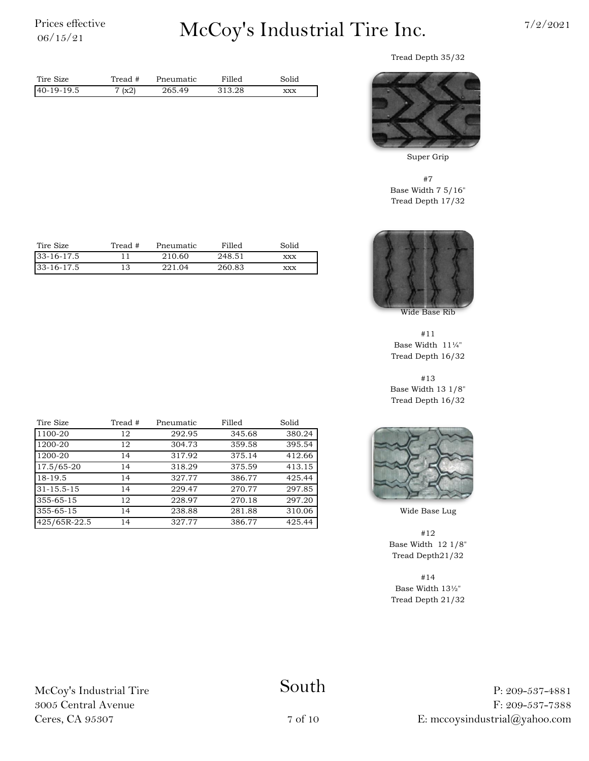Prices effective 06/15/21

# McCoy's Industrial Tire Inc.

7/2/2021

| Tire Size | Tread # | Pneumatic | Filled | Solid |
|---|---|---|---|---|
| 40-19-19.5 | 7 (x2) | 265.49 | 313.28 | xxx |

Tread Depth 35/32

Super Grip

#7
Base Width 7 5/16"
Tread Depth 17/32

| Tire Size | Tread # | Pneumatic | Filled | Solid |
|---|---|---|---|---|
| 33-16-17.5 | 11 | 210.60 | 248.51 | xxx |
| 33-16-17.5 | 13 | 221.04 | 260.83 | xxx |

Wide Base Rib

#11
Base Width 11¼"
Tread Depth 16/32

#13
Base Width 13 1/8"
Tread Depth 16/32

| Tire Size | Tread # | Pneumatic | Filled | Solid |
|---|---|---|---|---|
| 1100-20 | 12 | 292.95 | 345.68 | 380.24 |
| 1200-20 | 12 | 304.73 | 359.58 | 395.54 |
| 1200-20 | 14 | 317.92 | 375.14 | 412.66 |
| 17.5/65-20 | 14 | 318.29 | 375.59 | 413.15 |
| 18-19.5 | 14 | 327.77 | 386.77 | 425.44 |
| 31-15.5-15 | 14 | 229.47 | 270.77 | 297.85 |
| 355-65-15 | 12 | 228.97 | 270.18 | 297.20 |
| 355-65-15 | 14 | 238.88 | 281.88 | 310.06 |
| 425/65R-22.5 | 14 | 327.77 | 386.77 | 425.44 |

Wide Base Lug

#12
Base Width 12 1/8"
Tread Depth21/32

#14
Base Width 13½"
Tread Depth 21/32

McCoy's Industrial Tire
3005 Central Avenue
Ceres, CA 95307

South

P: 209-537-4881
F: 209-537-7388
E: mccoysindustrial@yahoo.com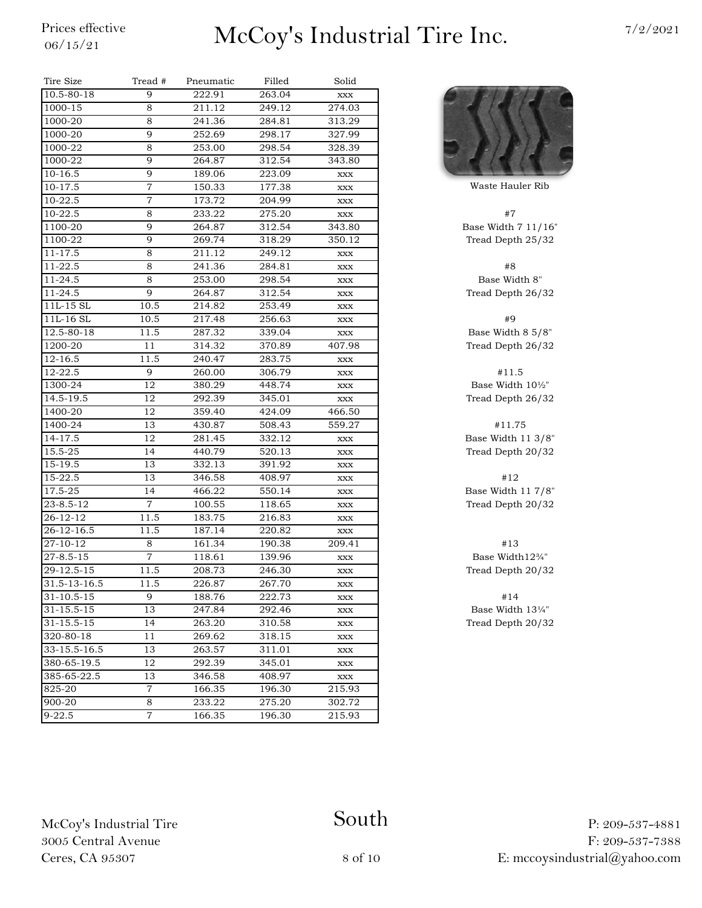# McCoy's Industrial Tire Inc.

Prices effective 06/15/21

7/2/2021

| Tire Size | Tread # | Pneumatic | Filled | Solid |
|---|---|---|---|---|
| 10.5-80-18 | 9 | 222.91 | 263.04 | xxx |
| 1000-15 | 8 | 211.12 | 249.12 | 274.03 |
| 1000-20 | 8 | 241.36 | 284.81 | 313.29 |
| 1000-20 | 9 | 252.69 | 298.17 | 327.99 |
| 1000-22 | 8 | 253.00 | 298.54 | 328.39 |
| 1000-22 | 9 | 264.87 | 312.54 | 343.80 |
| 10-16.5 | 9 | 189.06 | 223.09 | xxx |
| 10-17.5 | 7 | 150.33 | 177.38 | xxx |
| 10-22.5 | 7 | 173.72 | 204.99 | xxx |
| 10-22.5 | 8 | 233.22 | 275.20 | xxx |
| 1100-20 | 9 | 264.87 | 312.54 | 343.80 |
| 1100-22 | 9 | 269.74 | 318.29 | 350.12 |
| 11-17.5 | 8 | 211.12 | 249.12 | xxx |
| 11-22.5 | 8 | 241.36 | 284.81 | xxx |
| 11-24.5 | 8 | 253.00 | 298.54 | xxx |
| 11-24.5 | 9 | 264.87 | 312.54 | xxx |
| 11L-15 SL | 10.5 | 214.82 | 253.49 | xxx |
| 11L-16 SL | 10.5 | 217.48 | 256.63 | xxx |
| 12.5-80-18 | 11.5 | 287.32 | 339.04 | xxx |
| 1200-20 | 11 | 314.32 | 370.89 | 407.98 |
| 12-16.5 | 11.5 | 240.47 | 283.75 | xxx |
| 12-22.5 | 9 | 260.00 | 306.79 | xxx |
| 1300-24 | 12 | 380.29 | 448.74 | xxx |
| 14.5-19.5 | 12 | 292.39 | 345.01 | xxx |
| 1400-20 | 12 | 359.40 | 424.09 | 466.50 |
| 1400-24 | 13 | 430.87 | 508.43 | 559.27 |
| 14-17.5 | 12 | 281.45 | 332.12 | xxx |
| 15.5-25 | 14 | 440.79 | 520.13 | xxx |
| 15-19.5 | 13 | 332.13 | 391.92 | xxx |
| 15-22.5 | 13 | 346.58 | 408.97 | xxx |
| 17.5-25 | 14 | 466.22 | 550.14 | xxx |
| 23-8.5-12 | 7 | 100.55 | 118.65 | xxx |
| 26-12-12 | 11.5 | 183.75 | 216.83 | xxx |
| 26-12-16.5 | 11.5 | 187.14 | 220.82 | xxx |
| 27-10-12 | 8 | 161.34 | 190.38 | 209.41 |
| 27-8.5-15 | 7 | 118.61 | 139.96 | xxx |
| 29-12.5-15 | 11.5 | 208.73 | 246.30 | xxx |
| 31.5-13-16.5 | 11.5 | 226.87 | 267.70 | xxx |
| 31-10.5-15 | 9 | 188.76 | 222.73 | xxx |
| 31-15.5-15 | 13 | 247.84 | 292.46 | xxx |
| 31-15.5-15 | 14 | 263.20 | 310.58 | xxx |
| 320-80-18 | 11 | 269.62 | 318.15 | xxx |
| 33-15.5-16.5 | 13 | 263.57 | 311.01 | xxx |
| 380-65-19.5 | 12 | 292.39 | 345.01 | xxx |
| 385-65-22.5 | 13 | 346.58 | 408.97 | xxx |
| 825-20 | 7 | 166.35 | 196.30 | 215.93 |
| 900-20 | 8 | 233.22 | 275.20 | 302.72 |
| 9-22.5 | 7 | 166.35 | 196.30 | 215.93 |

Waste Hauler Rib

#7
Base Width 7 11/16"
Tread Depth 25/32

#8
Base Width 8"
Tread Depth 26/32

#9
Base Width 8 5/8"
Tread Depth 26/32

#11.5
Base Width 10½"
Tread Depth 26/32

#11.75
Base Width 11 3/8"
Tread Depth 20/32

#12
Base Width 11 7/8"
Tread Depth 20/32

#13
Base Width12¾"
Tread Depth 20/32

#14
Base Width 13¼"
Tread Depth 20/32

McCoy's Industrial Tire
3005 Central Avenue
Ceres, CA 95307

South

P: 209-537-4881
F: 209-537-7388
E: mccoysindustrial@yahoo.com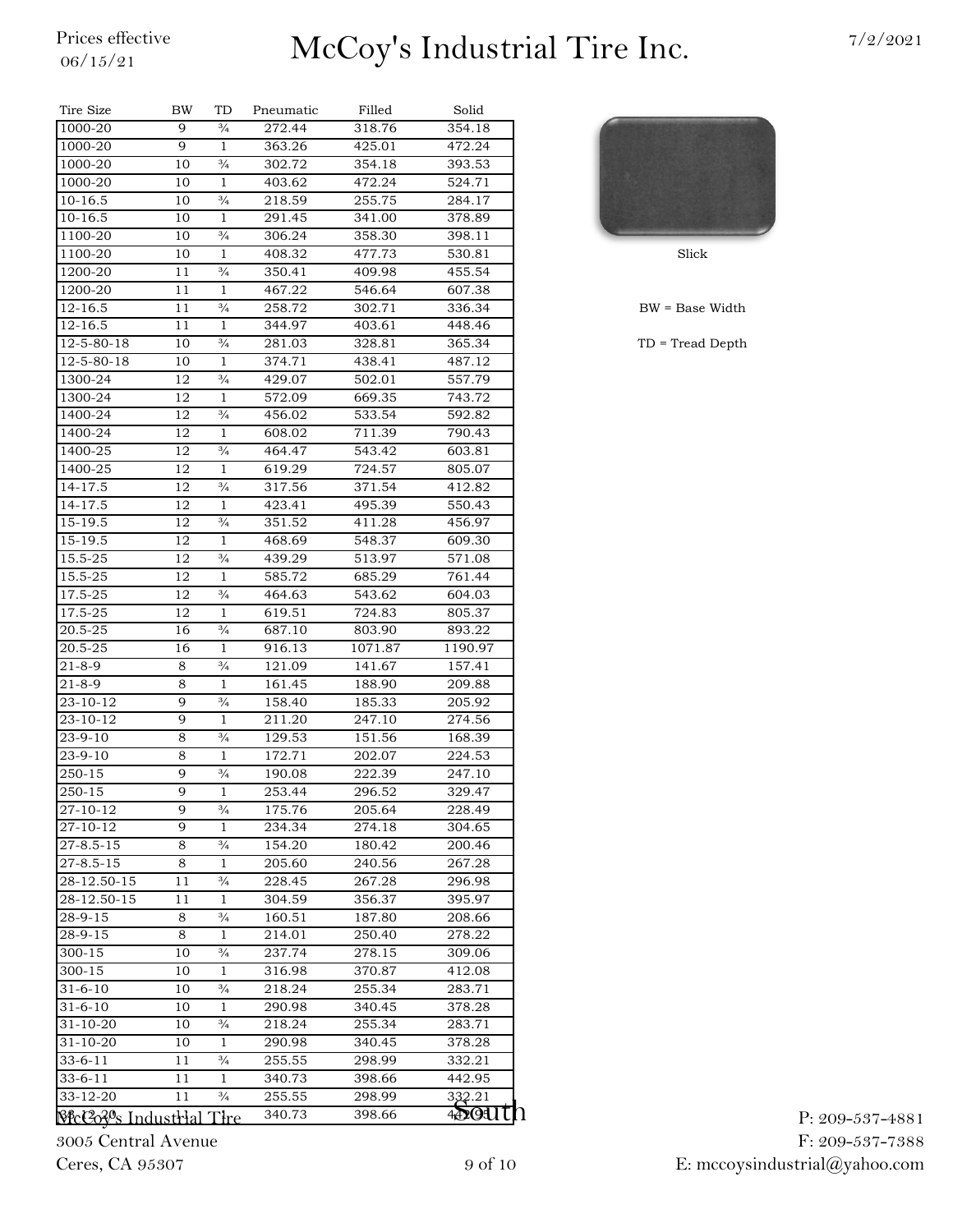Prices effective 06/15/21

# McCoy's Industrial Tire Inc.

7/2/2021

| Tire Size | BW | TD | Pneumatic | Filled | Solid |
|---|---|---|---|---|---|
| 1000-20 | 9 | ¾ | 272.44 | 318.76 | 354.18 |
| 1000-20 | 9 | 1 | 363.26 | 425.01 | 472.24 |
| 1000-20 | 10 | ¾ | 302.72 | 354.18 | 393.53 |
| 1000-20 | 10 | 1 | 403.62 | 472.24 | 524.71 |
| 10-16.5 | 10 | ¾ | 218.59 | 255.75 | 284.17 |
| 10-16.5 | 10 | 1 | 291.45 | 341.00 | 378.89 |
| 1100-20 | 10 | ¾ | 306.24 | 358.30 | 398.11 |
| 1100-20 | 10 | 1 | 408.32 | 477.73 | 530.81 |
| 1200-20 | 11 | ¾ | 350.41 | 409.98 | 455.54 |
| 1200-20 | 11 | 1 | 467.22 | 546.64 | 607.38 |
| 12-16.5 | 11 | ¾ | 258.72 | 302.71 | 336.34 |
| 12-16.5 | 11 | 1 | 344.97 | 403.61 | 448.46 |
| 12-5-80-18 | 10 | ¾ | 281.03 | 328.81 | 365.34 |
| 12-5-80-18 | 10 | 1 | 374.71 | 438.41 | 487.12 |
| 1300-24 | 12 | ¾ | 429.07 | 502.01 | 557.79 |
| 1300-24 | 12 | 1 | 572.09 | 669.35 | 743.72 |
| 1400-24 | 12 | ¾ | 456.02 | 533.54 | 592.82 |
| 1400-24 | 12 | 1 | 608.02 | 711.39 | 790.43 |
| 1400-25 | 12 | ¾ | 464.47 | 543.42 | 603.81 |
| 1400-25 | 12 | 1 | 619.29 | 724.57 | 805.07 |
| 14-17.5 | 12 | ¾ | 317.56 | 371.54 | 412.82 |
| 14-17.5 | 12 | 1 | 423.41 | 495.39 | 550.43 |
| 15-19.5 | 12 | ¾ | 351.52 | 411.28 | 456.97 |
| 15-19.5 | 12 | 1 | 468.69 | 548.37 | 609.30 |
| 15.5-25 | 12 | ¾ | 439.29 | 513.97 | 571.08 |
| 15.5-25 | 12 | 1 | 585.72 | 685.29 | 761.44 |
| 17.5-25 | 12 | ¾ | 464.63 | 543.62 | 604.03 |
| 17.5-25 | 12 | 1 | 619.51 | 724.83 | 805.37 |
| 20.5-25 | 16 | ¾ | 687.10 | 803.90 | 893.22 |
| 20.5-25 | 16 | 1 | 916.13 | 1071.87 | 1190.97 |
| 21-8-9 | 8 | ¾ | 121.09 | 141.67 | 157.41 |
| 21-8-9 | 8 | 1 | 161.45 | 188.90 | 209.88 |
| 23-10-12 | 9 | ¾ | 158.40 | 185.33 | 205.92 |
| 23-10-12 | 9 | 1 | 211.20 | 247.10 | 274.56 |
| 23-9-10 | 8 | ¾ | 129.53 | 151.56 | 168.39 |
| 23-9-10 | 8 | 1 | 172.71 | 202.07 | 224.53 |
| 250-15 | 9 | ¾ | 190.08 | 222.39 | 247.10 |
| 250-15 | 9 | 1 | 253.44 | 296.52 | 329.47 |
| 27-10-12 | 9 | ¾ | 175.76 | 205.64 | 228.49 |
| 27-10-12 | 9 | 1 | 234.34 | 274.18 | 304.65 |
| 27-8.5-15 | 8 | ¾ | 154.20 | 180.42 | 200.46 |
| 27-8.5-15 | 8 | 1 | 205.60 | 240.56 | 267.28 |
| 28-12.50-15 | 11 | ¾ | 228.45 | 267.28 | 296.98 |
| 28-12.50-15 | 11 | 1 | 304.59 | 356.37 | 395.97 |
| 28-9-15 | 8 | ¾ | 160.51 | 187.80 | 208.66 |
| 28-9-15 | 8 | 1 | 214.01 | 250.40 | 278.22 |
| 300-15 | 10 | ¾ | 237.74 | 278.15 | 309.06 |
| 300-15 | 10 | 1 | 316.98 | 370.87 | 412.08 |
| 31-6-10 | 10 | ¾ | 218.24 | 255.34 | 283.71 |
| 31-6-10 | 10 | 1 | 290.98 | 340.45 | 378.28 |
| 31-10-20 | 10 | ¾ | 218.24 | 255.34 | 283.71 |
| 31-10-20 | 10 | 1 | 290.98 | 340.45 | 378.28 |
| 33-6-11 | 11 | ¾ | 255.55 | 298.99 | 332.21 |
| 33-6-11 | 11 | 1 | 340.73 | 398.66 | 442.95 |
| 33-12-20 | 11 | ¾ | 255.55 | 298.99 | 332.21 |
| 33-12-20 | 11 | 1 | 340.73 | 398.66 | 442.95 |

Slick

BW = Base Width

TD = Tread Depth

South

McCoy's Industrial Tire
3005 Central Avenue
Ceres, CA 95307

P: 209-537-4881
F: 209-537-7388
E: mccoysindustrial@yahoo.com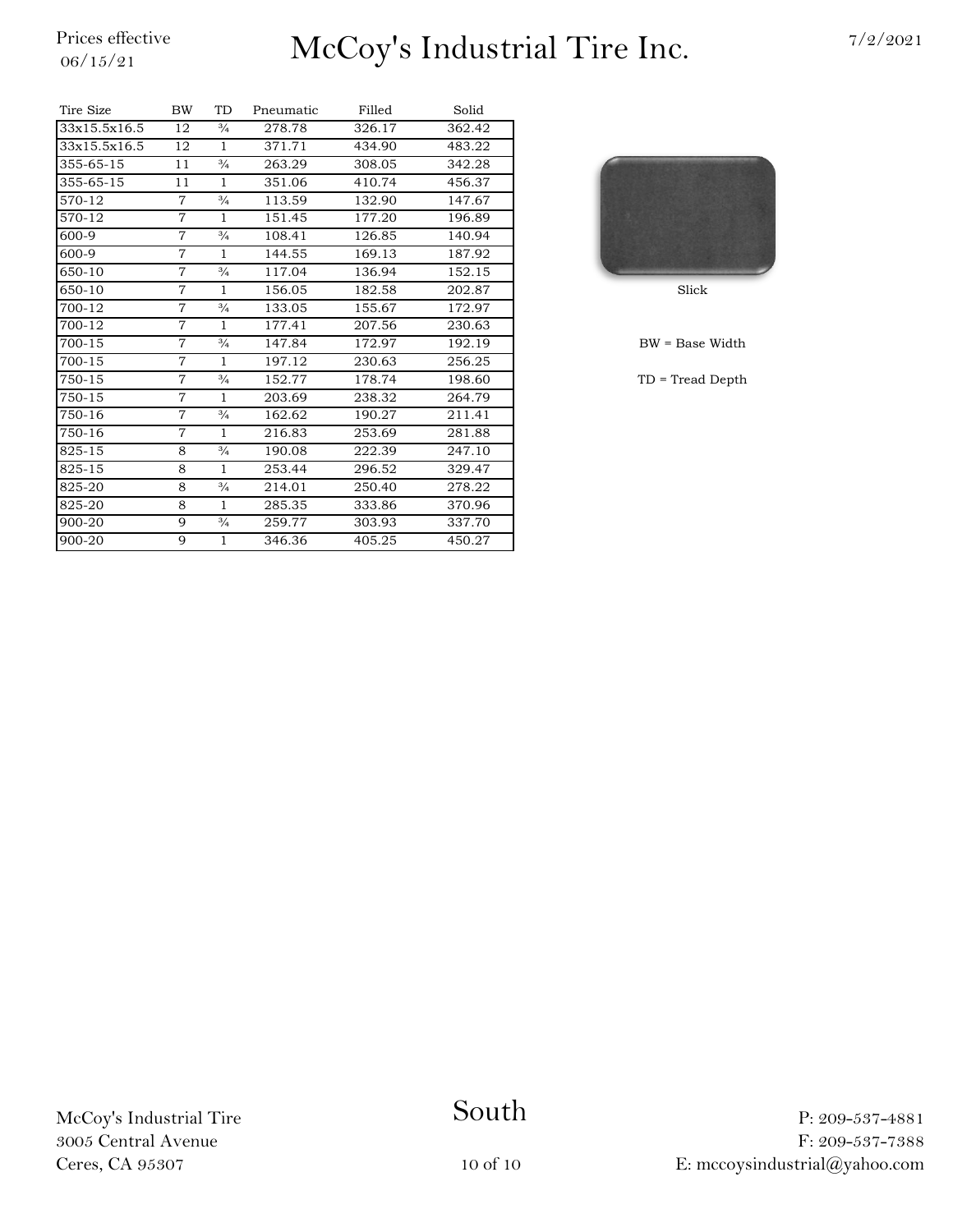Prices effective 06/15/21

# McCoy's Industrial Tire Inc.

7/2/2021

| Tire Size | BW | TD | Pneumatic | Filled | Solid |
|---|---|---|---|---|---|
| 33x15.5x16.5 | 12 | ¾ | 278.78 | 326.17 | 362.42 |
| 33x15.5x16.5 | 12 | 1 | 371.71 | 434.90 | 483.22 |
| 355-65-15 | 11 | ¾ | 263.29 | 308.05 | 342.28 |
| 355-65-15 | 11 | 1 | 351.06 | 410.74 | 456.37 |
| 570-12 | 7 | ¾ | 113.59 | 132.90 | 147.67 |
| 570-12 | 7 | 1 | 151.45 | 177.20 | 196.89 |
| 600-9 | 7 | ¾ | 108.41 | 126.85 | 140.94 |
| 600-9 | 7 | 1 | 144.55 | 169.13 | 187.92 |
| 650-10 | 7 | ¾ | 117.04 | 136.94 | 152.15 |
| 650-10 | 7 | 1 | 156.05 | 182.58 | 202.87 |
| 700-12 | 7 | ¾ | 133.05 | 155.67 | 172.97 |
| 700-12 | 7 | 1 | 177.41 | 207.56 | 230.63 |
| 700-15 | 7 | ¾ | 147.84 | 172.97 | 192.19 |
| 700-15 | 7 | 1 | 197.12 | 230.63 | 256.25 |
| 750-15 | 7 | ¾ | 152.77 | 178.74 | 198.60 |
| 750-15 | 7 | 1 | 203.69 | 238.32 | 264.79 |
| 750-16 | 7 | ¾ | 162.62 | 190.27 | 211.41 |
| 750-16 | 7 | 1 | 216.83 | 253.69 | 281.88 |
| 825-15 | 8 | ¾ | 190.08 | 222.39 | 247.10 |
| 825-15 | 8 | 1 | 253.44 | 296.52 | 329.47 |
| 825-20 | 8 | ¾ | 214.01 | 250.40 | 278.22 |
| 825-20 | 8 | 1 | 285.35 | 333.86 | 370.96 |
| 900-20 | 9 | ¾ | 259.77 | 303.93 | 337.70 |
| 900-20 | 9 | 1 | 346.36 | 405.25 | 450.27 |

Slick

BW = Base Width

TD = Tread Depth

McCoy's Industrial Tire
3005 Central Avenue
Ceres, CA 95307

South

P: 209-537-4881
F: 209-537-7388
E: mccoysindustrial@yahoo.com